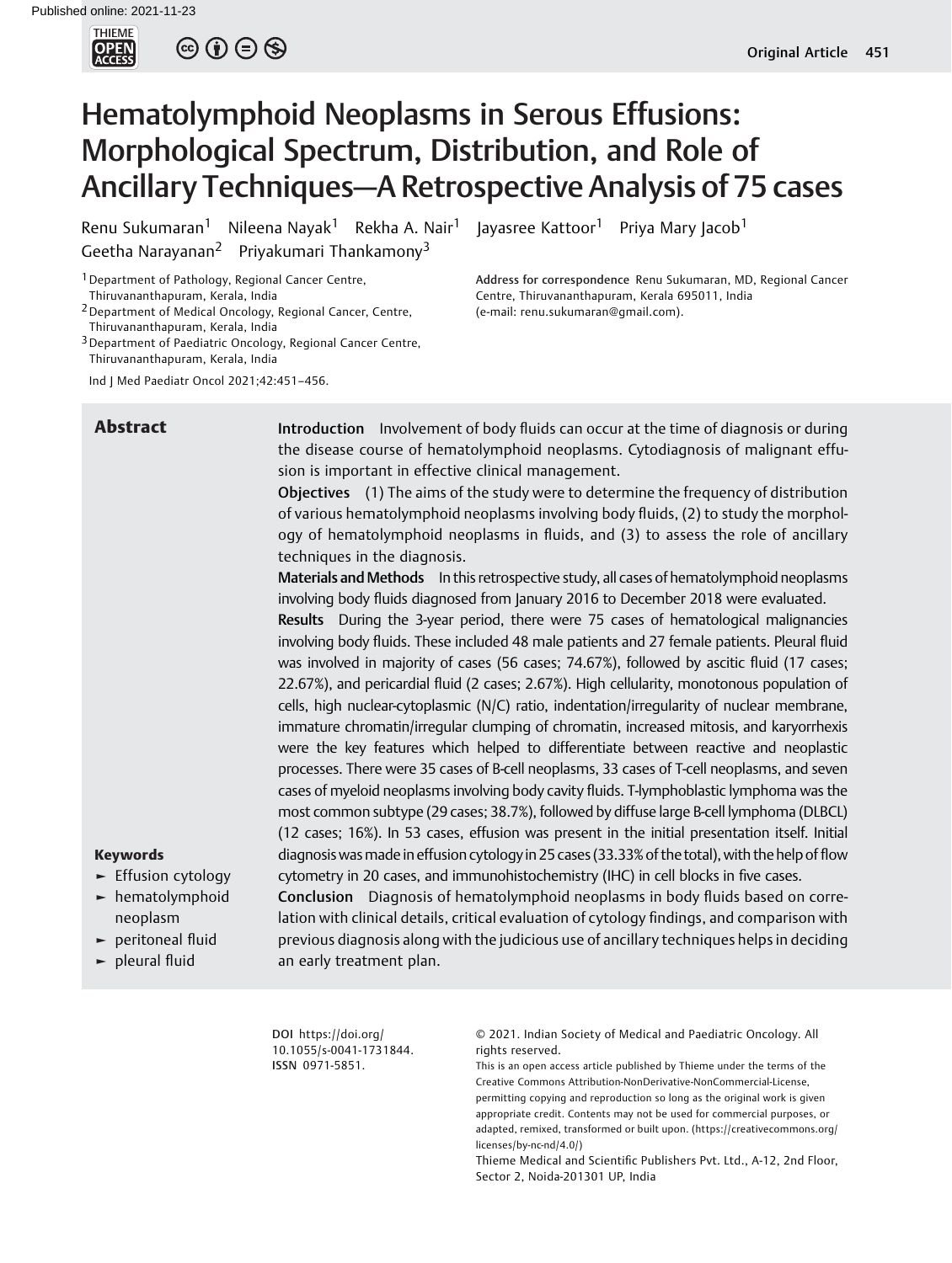# Hematolymphoid Neoplasms in Serous Effusions: Morphological Spectrum, Distribution, and Role of Ancillary Techniques—A Retrospective Analysis of 75 cases

Renu Sukumaran[1] Nileena Nayak[1] Rekha A. Nair[1] Jayasree Kattoor[1] Priya Mary Jacob[1] Geetha Narayanan[2] Priyakumari Thankamony[3]

[1] Department of Pathology, Regional Cancer Centre, Thiruvananthapuram, Kerala, India
[2] Department of Medical Oncology, Regional Cancer, Centre, Thiruvananthapuram, Kerala, India
[3] Department of Paediatric Oncology, Regional Cancer Centre, Thiruvananthapuram, Kerala, India

Address for correspondence Renu Sukumaran, MD, Regional Cancer Centre, Thiruvananthapuram, Kerala 695011, India (e-mail: renu.sukumaran@gmail.com).

Ind J Med Paediatr Oncol 2021;42:451–456.

## Abstract

**Introduction** Involvement of body fluids can occur at the time of diagnosis or during the disease course of hematolymphoid neoplasms. Cytodiagnosis of malignant effusion is important in effective clinical management.

**Objectives** (1) The aims of the study were to determine the frequency of distribution of various hematolymphoid neoplasms involving body fluids, (2) to study the morphology of hematolymphoid neoplasms in fluids, and (3) to assess the role of ancillary techniques in the diagnosis.

**Materials and Methods** In this retrospective study, all cases of hematolymphoid neoplasms involving body fluids diagnosed from January 2016 to December 2018 were evaluated.

**Results** During the 3-year period, there were 75 cases of hematological malignancies involving body fluids. These included 48 male patients and 27 female patients. Pleural fluid was involved in majority of cases (56 cases; 74.67%), followed by ascitic fluid (17 cases; 22.67%), and pericardial fluid (2 cases; 2.67%). High cellularity, monotonous population of cells, high nuclear-cytoplasmic (N/C) ratio, indentation/irregularity of nuclear membrane, immature chromatin/irregular clumping of chromatin, increased mitosis, and karyorrhexis were the key features which helped to differentiate between reactive and neoplastic processes. There were 35 cases of B-cell neoplasms, 33 cases of T-cell neoplasms, and seven cases of myeloid neoplasms involving body cavity fluids. T-lymphoblastic lymphoma was the most common subtype (29 cases; 38.7%), followed by diffuse large B-cell lymphoma (DLBCL) (12 cases; 16%). In 53 cases, effusion was present in the initial presentation itself. Initial diagnosis was made in effusion cytology in 25 cases (33.33% of the total), with the help of flow cytometry in 20 cases, and immunohistochemistry (IHC) in cell blocks in five cases.

**Conclusion** Diagnosis of hematolymphoid neoplasms in body fluids based on correlation with clinical details, critical evaluation of cytology findings, and comparison with previous diagnosis along with the judicious use of ancillary techniques helps in deciding an early treatment plan.

**Keywords**
- Effusion cytology
- hematolymphoid neoplasm
- peritoneal fluid
- pleural fluid

DOI https://doi.org/10.1055/s-0041-1731844.
ISSN 0971-5851.

© 2021. Indian Society of Medical and Paediatric Oncology. All rights reserved.

This is an open access article published by Thieme under the terms of the Creative Commons Attribution-NonDerivative-NonCommercial-License, permitting copying and reproduction so long as the original work is given appropriate credit. Contents may not be used for commercial purposes, or adapted, remixed, transformed or built upon. (https://creativecommons.org/licenses/by-nc-nd/4.0/)

Thieme Medical and Scientific Publishers Pvt. Ltd., A-12, 2nd Floor, Sector 2, Noida-201301 UP, India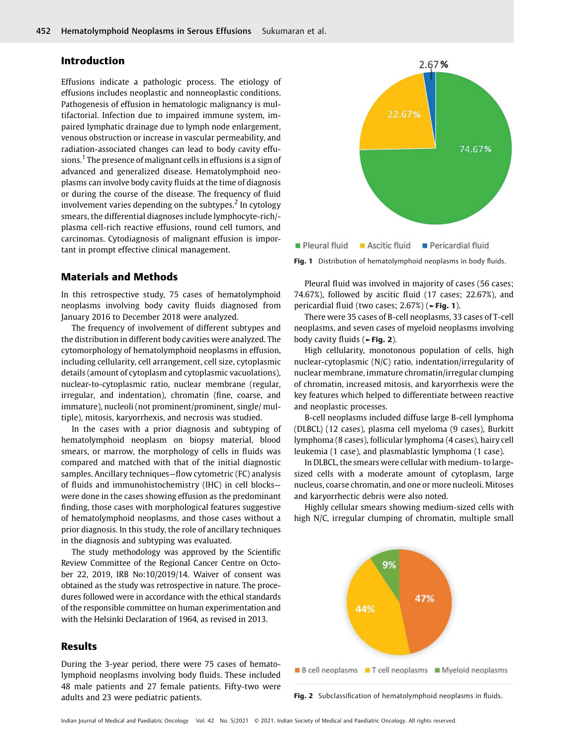## Introduction

Effusions indicate a pathologic process. The etiology of effusions includes neoplastic and nonneoplastic conditions. Pathogenesis of effusion in hematologic malignancy is multifactorial. Infection due to impaired immune system, impaired lymphatic drainage due to lymph node enlargement, venous obstruction or increase in vascular permeability, and radiation-associated changes can lead to body cavity effusions.[1] The presence of malignant cells in effusions is a sign of advanced and generalized disease. Hematolymphoid neoplasms can involve body cavity fluids at the time of diagnosis or during the course of the disease. The frequency of fluid involvement varies depending on the subtypes.[2] In cytology smears, the differential diagnoses include lymphocyte-rich/-plasma cell-rich reactive effusions, round cell tumors, and carcinomas. Cytodiagnosis of malignant effusion is important in prompt effective clinical management.

## Materials and Methods

In this retrospective study, 75 cases of hematolymphoid neoplasms involving body cavity fluids diagnosed from January 2016 to December 2018 were analyzed.

The frequency of involvement of different subtypes and the distribution in different body cavities were analyzed. The cytomorphology of hematolymphoid neoplasms in effusion, including cellularity, cell arrangement, cell size, cytoplasmic details (amount of cytoplasm and cytoplasmic vacuolations), nuclear-to-cytoplasmic ratio, nuclear membrane (regular, irregular, and indentation), chromatin (fine, coarse, and immature), nucleoli (not prominent/prominent, single/ multiple), mitosis, karyorrhexis, and necrosis was studied.

In the cases with a prior diagnosis and subtyping of hematolymphoid neoplasm on biopsy material, blood smears, or marrow, the morphology of cells in fluids was compared and matched with that of the initial diagnostic samples. Ancillary techniques—flow cytometric (FC) analysis of fluids and immunohistochemistry (IHC) in cell blocks—were done in the cases showing effusion as the predominant finding, those cases with morphological features suggestive of hematolymphoid neoplasms, and those cases without a prior diagnosis. In this study, the role of ancillary techniques in the diagnosis and subtyping was evaluated.

The study methodology was approved by the Scientific Review Committee of the Regional Cancer Centre on October 22, 2019, IRB No:10/2019/14. Waiver of consent was obtained as the study was retrospective in nature. The procedures followed were in accordance with the ethical standards of the responsible committee on human experimentation and with the Helsinki Declaration of 1964, as revised in 2013.

## Results

During the 3-year period, there were 75 cases of hematolymphoid neoplasms involving body fluids. These included 48 male patients and 27 female patients. Fifty-two were adults and 23 were pediatric patients.

Pleural fluid: 74.67%; Ascitic fluid: 22.67%; Pericardial fluid: 2.67%

**Fig. 1** Distribution of hematolymphoid neoplasms in body fluids.

Pleural fluid was involved in majority of cases (56 cases; 74.67%), followed by ascitic fluid (17 cases; 22.67%), and pericardial fluid (two cases; 2.67%) (►**Fig. 1**).

There were 35 cases of B-cell neoplasms, 33 cases of T-cell neoplasms, and seven cases of myeloid neoplasms involving body cavity fluids (►**Fig. 2**).

High cellularity, monotonous population of cells, high nuclear-cytoplasmic (N/C) ratio, indentation/irregularity of nuclear membrane, immature chromatin/irregular clumping of chromatin, increased mitosis, and karyorrhexis were the key features which helped to differentiate between reactive and neoplastic processes.

B-cell neoplasms included diffuse large B-cell lymphoma (DLBCL) (12 cases), plasma cell myeloma (9 cases), Burkitt lymphoma (8 cases), follicular lymphoma (4 cases), hairy cell leukemia (1 case), and plasmablastic lymphoma (1 case).

In DLBCL, the smears were cellular with medium- to large-sized cells with a moderate amount of cytoplasm, large nucleus, coarse chromatin, and one or more nucleoli. Mitoses and karyorrhectic debris were also noted.

Highly cellular smears showing medium-sized cells with high N/C, irregular clumping of chromatin, multiple small

B cell neoplasms: 47%; T cell neoplasms: 44%; Myeloid neoplasms: 9%

**Fig. 2** Subclassification of hematolymphoid neoplasms in fluids.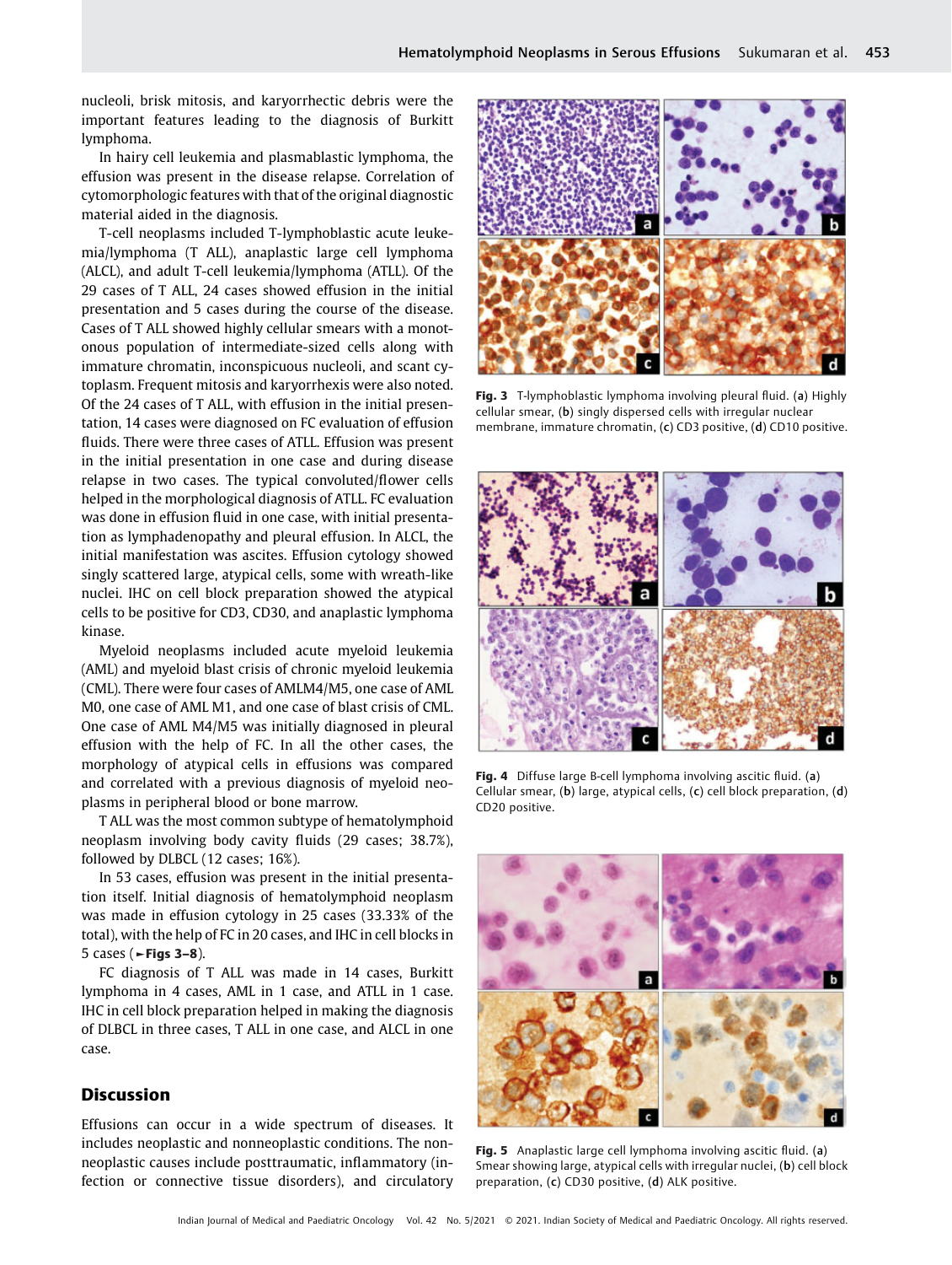nucleoli, brisk mitosis, and karyorrhectic debris were the important features leading to the diagnosis of Burkitt lymphoma.

In hairy cell leukemia and plasmablastic lymphoma, the effusion was present in the disease relapse. Correlation of cytomorphologic features with that of the original diagnostic material aided in the diagnosis.

T-cell neoplasms included T-lymphoblastic acute leukemia/lymphoma (T ALL), anaplastic large cell lymphoma (ALCL), and adult T-cell leukemia/lymphoma (ATLL). Of the 29 cases of T ALL, 24 cases showed effusion in the initial presentation and 5 cases during the course of the disease. Cases of T ALL showed highly cellular smears with a monotonous population of intermediate-sized cells along with immature chromatin, inconspicuous nucleoli, and scant cytoplasm. Frequent mitosis and karyorrhexis were also noted. Of the 24 cases of T ALL, with effusion in the initial presentation, 14 cases were diagnosed on FC evaluation of effusion fluids. There were three cases of ATLL. Effusion was present in the initial presentation in one case and during disease relapse in two cases. The typical convoluted/flower cells helped in the morphological diagnosis of ATLL. FC evaluation was done in effusion fluid in one case, with initial presentation as lymphadenopathy and pleural effusion. In ALCL, the initial manifestation was ascites. Effusion cytology showed singly scattered large, atypical cells, some with wreath-like nuclei. IHC on cell block preparation showed the atypical cells to be positive for CD3, CD30, and anaplastic lymphoma kinase.

Myeloid neoplasms included acute myeloid leukemia (AML) and myeloid blast crisis of chronic myeloid leukemia (CML). There were four cases of AMLM4/M5, one case of AML M0, one case of AML M1, and one case of blast crisis of CML. One case of AML M4/M5 was initially diagnosed in pleural effusion with the help of FC. In all the other cases, the morphology of atypical cells in effusions was compared and correlated with a previous diagnosis of myeloid neoplasms in peripheral blood or bone marrow.

T ALL was the most common subtype of hematolymphoid neoplasm involving body cavity fluids (29 cases; 38.7%), followed by DLBCL (12 cases; 16%).

In 53 cases, effusion was present in the initial presentation itself. Initial diagnosis of hematolymphoid neoplasm was made in effusion cytology in 25 cases (33.33% of the total), with the help of FC in 20 cases, and IHC in cell blocks in 5 cases (►Figs 3–8).

FC diagnosis of T ALL was made in 14 cases, Burkitt lymphoma in 4 cases, AML in 1 case, and ATLL in 1 case. IHC in cell block preparation helped in making the diagnosis of DLBCL in three cases, T ALL in one case, and ALCL in one case.

## Discussion

Effusions can occur in a wide spectrum of diseases. It includes neoplastic and nonneoplastic conditions. The nonneoplastic causes include posttraumatic, inflammatory (infection or connective tissue disorders), and circulatory

**Fig. 3** T-lymphoblastic lymphoma involving pleural fluid. (**a**) Highly cellular smear, (**b**) singly dispersed cells with irregular nuclear membrane, immature chromatin, (**c**) CD3 positive, (**d**) CD10 positive.

**Fig. 4** Diffuse large B-cell lymphoma involving ascitic fluid. (**a**) Cellular smear, (**b**) large, atypical cells, (**c**) cell block preparation, (**d**) CD20 positive.

**Fig. 5** Anaplastic large cell lymphoma involving ascitic fluid. (**a**) Smear showing large, atypical cells with irregular nuclei, (**b**) cell block preparation, (**c**) CD30 positive, (**d**) ALK positive.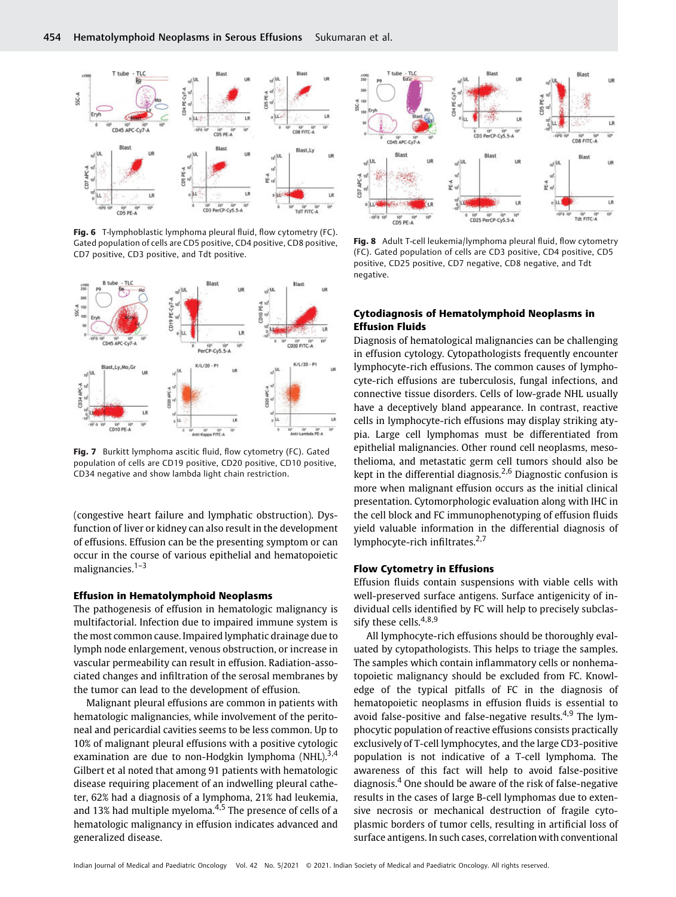Fig. 6 T-lymphoblastic lymphoma pleural fluid, flow cytometry (FC). Gated population of cells are CD5 positive, CD4 positive, CD8 positive, CD7 positive, CD3 positive, and Tdt positive.

Fig. 7 Burkitt lymphoma ascitic fluid, flow cytometry (FC). Gated population of cells are CD19 positive, CD20 positive, CD10 positive, CD34 negative and show lambda light chain restriction.

(congestive heart failure and lymphatic obstruction). Dysfunction of liver or kidney can also result in the development of effusions. Effusion can be the presenting symptom or can occur in the course of various epithelial and hematopoietic malignancies.[1–3]

### Effusion in Hematolymphoid Neoplasms

The pathogenesis of effusion in hematologic malignancy is multifactorial. Infection due to impaired immune system is the most common cause. Impaired lymphatic drainage due to lymph node enlargement, venous obstruction, or increase in vascular permeability can result in effusion. Radiation-associated changes and infiltration of the serosal membranes by the tumor can lead to the development of effusion.

Malignant pleural effusions are common in patients with hematologic malignancies, while involvement of the peritoneal and pericardial cavities seems to be less common. Up to 10% of malignant pleural effusions with a positive cytologic examination are due to non-Hodgkin lymphoma (NHL).[3,4] Gilbert et al noted that among 91 patients with hematologic disease requiring placement of an indwelling pleural catheter, 62% had a diagnosis of a lymphoma, 21% had leukemia, and 13% had multiple myeloma.[4,5] The presence of cells of a hematologic malignancy in effusion indicates advanced and generalized disease.

Fig. 8 Adult T-cell leukemia/lymphoma pleural fluid, flow cytometry (FC). Gated population of cells are CD3 positive, CD4 positive, CD5 positive, CD25 positive, CD7 negative, CD8 negative, and Tdt negative.

### Cytodiagnosis of Hematolymphoid Neoplasms in Effusion Fluids

Diagnosis of hematological malignancies can be challenging in effusion cytology. Cytopathologists frequently encounter lymphocyte-rich effusions. The common causes of lymphocyte-rich effusions are tuberculosis, fungal infections, and connective tissue disorders. Cells of low-grade NHL usually have a deceptively bland appearance. In contrast, reactive cells in lymphocyte-rich effusions may display striking atypia. Large cell lymphomas must be differentiated from epithelial malignancies. Other round cell neoplasms, mesothelioma, and metastatic germ cell tumors should also be kept in the differential diagnosis.[2,6] Diagnostic confusion is more when malignant effusion occurs as the initial clinical presentation. Cytomorphologic evaluation along with IHC in the cell block and FC immunophenotyping of effusion fluids yield valuable information in the differential diagnosis of lymphocyte-rich infiltrates.[2,7]

### Flow Cytometry in Effusions

Effusion fluids contain suspensions with viable cells with well-preserved surface antigens. Surface antigenicity of individual cells identified by FC will help to precisely subclassify these cells.[4,8,9]

All lymphocyte-rich effusions should be thoroughly evaluated by cytopathologists. This helps to triage the samples. The samples which contain inflammatory cells or nonhematopoietic malignancy should be excluded from FC. Knowledge of the typical pitfalls of FC in the diagnosis of hematopoietic neoplasms in effusion fluids is essential to avoid false-positive and false-negative results.[4,9] The lymphocytic population of reactive effusions consists practically exclusively of T-cell lymphocytes, and the large CD3-positive population is not indicative of a T-cell lymphoma. The awareness of this fact will help to avoid false-positive diagnosis.[4] One should be aware of the risk of false-negative results in the cases of large B-cell lymphomas due to extensive necrosis or mechanical destruction of fragile cytoplasmic borders of tumor cells, resulting in artificial loss of surface antigens. In such cases, correlation with conventional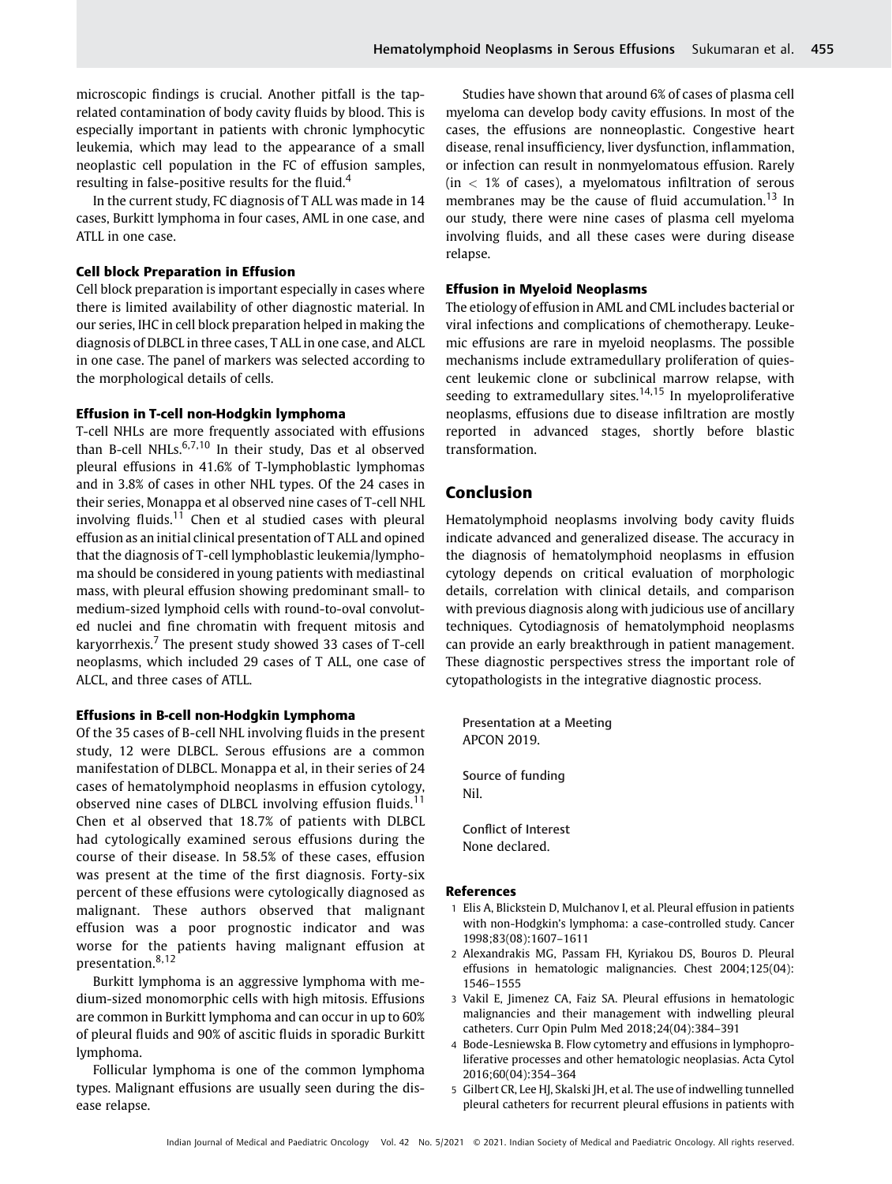microscopic findings is crucial. Another pitfall is the tap-related contamination of body cavity fluids by blood. This is especially important in patients with chronic lymphocytic leukemia, which may lead to the appearance of a small neoplastic cell population in the FC of effusion samples, resulting in false-positive results for the fluid.[4]

In the current study, FC diagnosis of T ALL was made in 14 cases, Burkitt lymphoma in four cases, AML in one case, and ATLL in one case.

### Cell block Preparation in Effusion

Cell block preparation is important especially in cases where there is limited availability of other diagnostic material. In our series, IHC in cell block preparation helped in making the diagnosis of DLBCL in three cases, T ALL in one case, and ALCL in one case. The panel of markers was selected according to the morphological details of cells.

### Effusion in T-cell non-Hodgkin lymphoma

T-cell NHLs are more frequently associated with effusions than B-cell NHLs.[6,7,10] In their study, Das et al observed pleural effusions in 41.6% of T-lymphoblastic lymphomas and in 3.8% of cases in other NHL types. Of the 24 cases in their series, Monappa et al observed nine cases of T-cell NHL involving fluids.[11] Chen et al studied cases with pleural effusion as an initial clinical presentation of T ALL and opined that the diagnosis of T-cell lymphoblastic leukemia/lymphoma should be considered in young patients with mediastinal mass, with pleural effusion showing predominant small- to medium-sized lymphoid cells with round-to-oval convoluted nuclei and fine chromatin with frequent mitosis and karyorrhexis.[7] The present study showed 33 cases of T-cell neoplasms, which included 29 cases of T ALL, one case of ALCL, and three cases of ATLL.

### Effusions in B-cell non-Hodgkin Lymphoma

Of the 35 cases of B-cell NHL involving fluids in the present study, 12 were DLBCL. Serous effusions are a common manifestation of DLBCL. Monappa et al, in their series of 24 cases of hematolymphoid neoplasms in effusion cytology, observed nine cases of DLBCL involving effusion fluids.[11] Chen et al observed that 18.7% of patients with DLBCL had cytologically examined serous effusions during the course of their disease. In 58.5% of these cases, effusion was present at the time of the first diagnosis. Forty-six percent of these effusions were cytologically diagnosed as malignant. These authors observed that malignant effusion was a poor prognostic indicator and was worse for the patients having malignant effusion at presentation.[8,12]

Burkitt lymphoma is an aggressive lymphoma with medium-sized monomorphic cells with high mitosis. Effusions are common in Burkitt lymphoma and can occur in up to 60% of pleural fluids and 90% of ascitic fluids in sporadic Burkitt lymphoma.

Follicular lymphoma is one of the common lymphoma types. Malignant effusions are usually seen during the disease relapse.

Studies have shown that around 6% of cases of plasma cell myeloma can develop body cavity effusions. In most of the cases, the effusions are nonneoplastic. Congestive heart disease, renal insufficiency, liver dysfunction, inflammation, or infection can result in nonmyelomatous effusion. Rarely (in $< 1\%$ of cases), a myelomatous infiltration of serous membranes may be the cause of fluid accumulation.[13] In our study, there were nine cases of plasma cell myeloma involving fluids, and all these cases were during disease relapse.

### Effusion in Myeloid Neoplasms

The etiology of effusion in AML and CML includes bacterial or viral infections and complications of chemotherapy. Leukemic effusions are rare in myeloid neoplasms. The possible mechanisms include extramedullary proliferation of quiescent leukemic clone or subclinical marrow relapse, with seeding to extramedullary sites.[14,15] In myeloproliferative neoplasms, effusions due to disease infiltration are mostly reported in advanced stages, shortly before blastic transformation.

## Conclusion

Hematolymphoid neoplasms involving body cavity fluids indicate advanced and generalized disease. The accuracy in the diagnosis of hematolymphoid neoplasms in effusion cytology depends on critical evaluation of morphologic details, correlation with clinical details, and comparison with previous diagnosis along with judicious use of ancillary techniques. Cytodiagnosis of hematolymphoid neoplasms can provide an early breakthrough in patient management. These diagnostic perspectives stress the important role of cytopathologists in the integrative diagnostic process.

Presentation at a Meeting
APCON 2019.

Source of funding
Nil.

Conflict of Interest
None declared.

### References

1. Elis A, Blickstein D, Mulchanov I, et al. Pleural effusion in patients with non-Hodgkin's lymphoma: a case-controlled study. Cancer 1998;83(08):1607–1611
2. Alexandrakis MG, Passam FH, Kyriakou DS, Bouros D. Pleural effusions in hematologic malignancies. Chest 2004;125(04): 1546–1555
3. Vakil E, Jimenez CA, Faiz SA. Pleural effusions in hematologic malignancies and their management with indwelling pleural catheters. Curr Opin Pulm Med 2018;24(04):384–391
4. Bode-Lesniewska B. Flow cytometry and effusions in lymphoproliferative processes and other hematologic neoplasias. Acta Cytol 2016;60(04):354–364
5. Gilbert CR, Lee HJ, Skalski JH, et al. The use of indwelling tunnelled pleural catheters for recurrent pleural effusions in patients with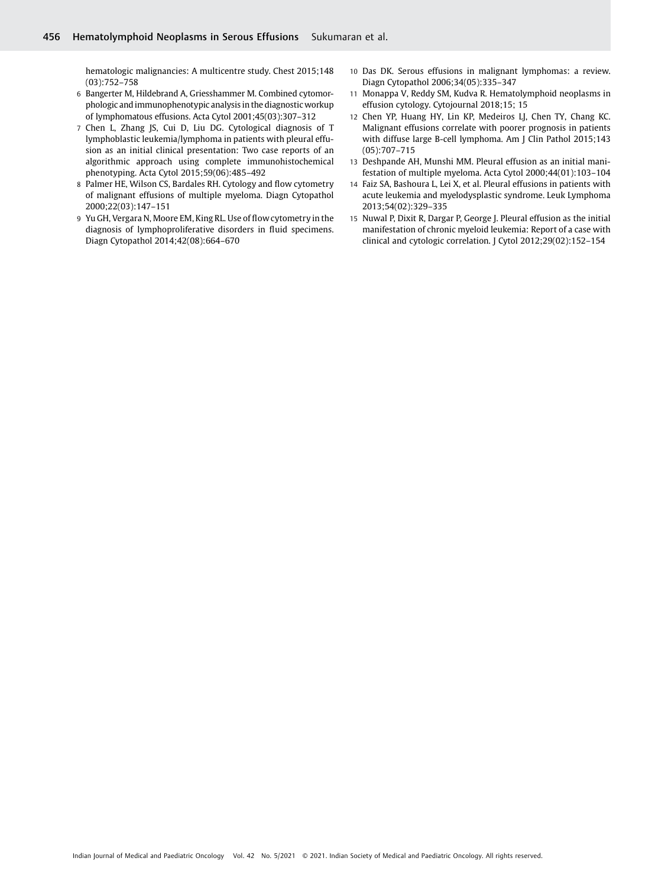hematologic malignancies: A multicentre study. Chest 2015;148 (03):752–758

6 Bangerter M, Hildebrand A, Griesshammer M. Combined cytomorphologic and immunophenotypic analysis in the diagnostic workup of lymphomatous effusions. Acta Cytol 2001;45(03):307–312

7 Chen L, Zhang JS, Cui D, Liu DG. Cytological diagnosis of T lymphoblastic leukemia/lymphoma in patients with pleural effusion as an initial clinical presentation: Two case reports of an algorithmic approach using complete immunohistochemical phenotyping. Acta Cytol 2015;59(06):485–492

8 Palmer HE, Wilson CS, Bardales RH. Cytology and flow cytometry of malignant effusions of multiple myeloma. Diagn Cytopathol 2000;22(03):147–151

9 Yu GH, Vergara N, Moore EM, King RL. Use of flow cytometry in the diagnosis of lymphoproliferative disorders in fluid specimens. Diagn Cytopathol 2014;42(08):664–670

10 Das DK. Serous effusions in malignant lymphomas: a review. Diagn Cytopathol 2006;34(05):335–347

11 Monappa V, Reddy SM, Kudva R. Hematolymphoid neoplasms in effusion cytology. Cytojournal 2018;15; 15

12 Chen YP, Huang HY, Lin KP, Medeiros LJ, Chen TY, Chang KC. Malignant effusions correlate with poorer prognosis in patients with diffuse large B-cell lymphoma. Am J Clin Pathol 2015;143 (05):707–715

13 Deshpande AH, Munshi MM. Pleural effusion as an initial manifestation of multiple myeloma. Acta Cytol 2000;44(01):103–104

14 Faiz SA, Bashoura L, Lei X, et al. Pleural effusions in patients with acute leukemia and myelodysplastic syndrome. Leuk Lymphoma 2013;54(02):329–335

15 Nuwal P, Dixit R, Dargar P, George J. Pleural effusion as the initial manifestation of chronic myeloid leukemia: Report of a case with clinical and cytologic correlation. J Cytol 2012;29(02):152–154